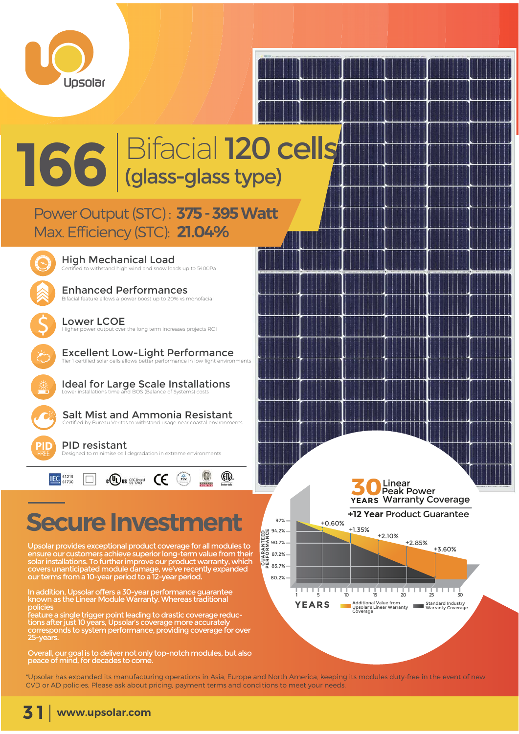Upsolar

# 166 Bifacial 120 cells (glass-glass type)

Power Output (STC): **375 - 395 Watt**
Max. Efficiency (STC): **21.04%**

### High Mechanical Load
Certified to withstand high wind and snow loads up to 5400Pa

### Enhanced Performances
Bifacial feature allows a power boost up to 20% vs monofacial

### Lower LCOE
Higher power output over the long term increases projects ROI

### Excellent Low-Light Performance
Tier 1 certified solar cells allows better performance in low-light environments

### Ideal for Large Scale Installations
Lower installations time and BOS (Balance of Systems) costs

### Salt Mist and Ammonia Resistant
Certified by Bureau Veritas to withstand usage near coastal environments

### PID resistant
Designed to minimise cell degradation in extreme environments

IEC 61215 61730 · cULus CEC listed UL 1703 · CE · TÜV · Bureau Veritas · Intertek

## Secure Investment

Upsolar provides exceptional product coverage for all modules to ensure our customers achieve superior long-term value from their solar installations. To further improve our product warranty, which covers unanticipated module damage, we've recently expanded our terms from a 10-year period to a 12-year period.

In addition, Upsolar offers a 30-year performance guarantee known as the Linear Module Warranty. Whereas traditional policies feature a single trigger point leading to drastic coverage reductions after just 10 years, Upsolar's coverage more accurately corresponds to system performance, providing coverage for over 25-years.

Overall, our goal is to deliver not only top-notch modules, but also peace of mind, for decades to come.

**30 YEARS** Linear Peak Power Warranty Coverage

**+12 Year Product Guarantee**

Guaranteed Performance: 97%, 94.2%, 90.7%, 87.2%, 83.7%, 80.2%

Years: 1, 5, 10, 15, 20, 25, 30

+0.60%, +1.35%, +2.10%, +2.85%, +3.60%

Additional Value from Upsolar's Linear Warranty Coverage · Standard Industry Warranty Coverage

*Upsolar has expanded its manufacturing operations in Asia, Europe and North America, keeping its modules duty-free in the event of new CVD or AD policies. Please ask about pricing, payment terms and conditions to meet your needs.

www.upsolar.com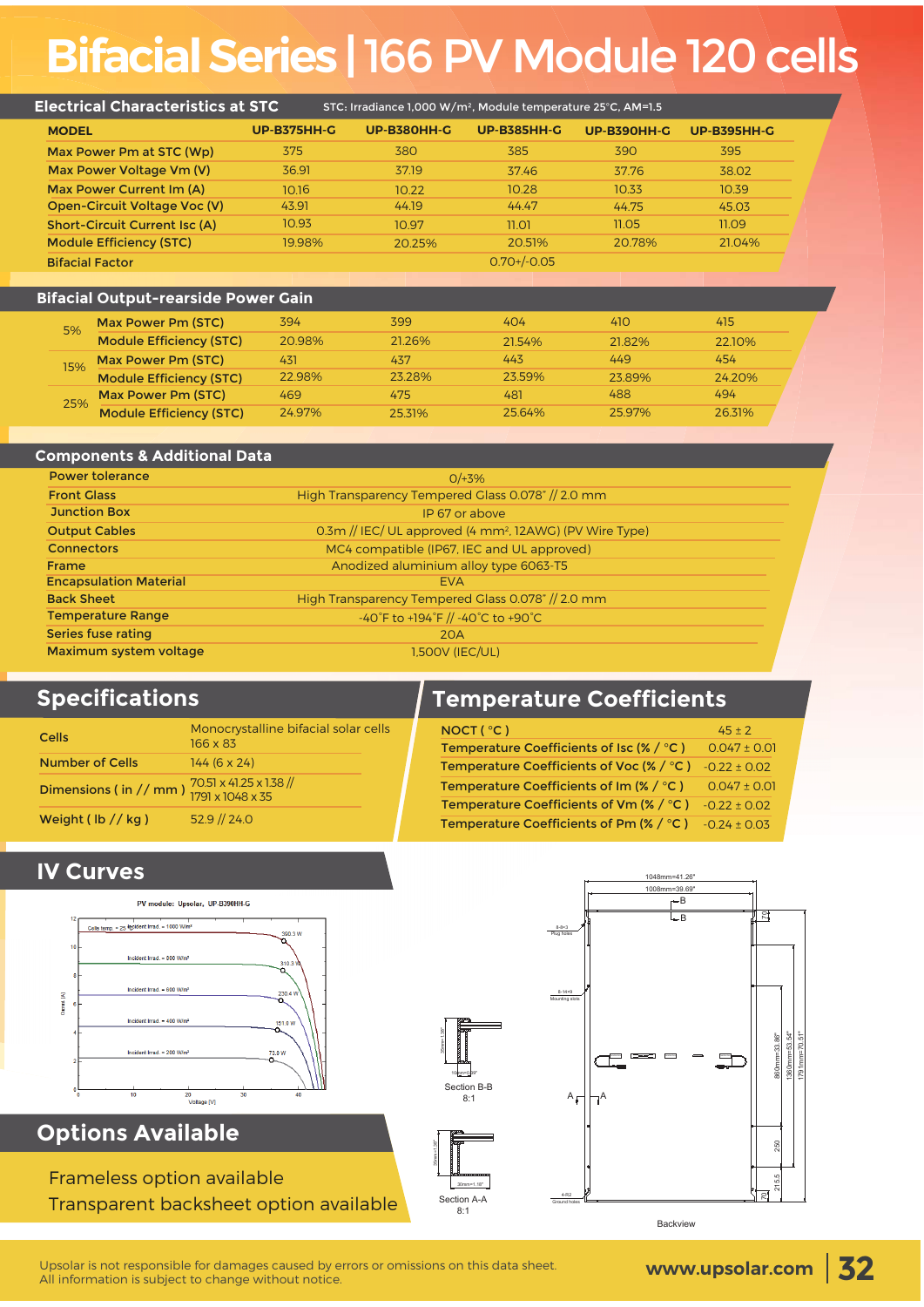# Bifacial Series | 166 PV Module 120 cells

## Electrical Characteristics at STC

STC: Irradiance 1,000 W/m², Module temperature 25°C, AM=1.5

| MODEL | UP-B375HH-G | UP-B380HH-G | UP-B385HH-G | UP-B390HH-G | UP-B395HH-G |
|---|---|---|---|---|---|
| Max Power Pm at STC (Wp) | 375 | 380 | 385 | 390 | 395 |
| Max Power Voltage Vm (V) | 36.91 | 37.19 | 37.46 | 37.76 | 38.02 |
| Max Power Current Im (A) | 10.16 | 10.22 | 10.28 | 10.33 | 10.39 |
| Open-Circuit Voltage Voc (V) | 43.91 | 44.19 | 44.47 | 44.75 | 45.03 |
| Short-Circuit Current Isc (A) | 10.93 | 10.97 | 11.01 | 11.05 | 11.09 |
| Module Efficiency (STC) | 19.98% | 20.25% | 20.51% | 20.78% | 21.04% |
| Bifacial Factor | 0.70+/-0.05 | | | | |

## Bifacial Output-rearside Power Gain

| | | | | | | |
|---|---|---|---|---|---|---|
| 5% | Max Power Pm (STC) | 394 | 399 | 404 | 410 | 415 |
| | Module Efficiency (STC) | 20.98% | 21.26% | 21.54% | 21.82% | 22.10% |
| 15% | Max Power Pm (STC) | 431 | 437 | 443 | 449 | 454 |
| | Module Efficiency (STC) | 22.98% | 23.28% | 23.59% | 23.89% | 24.20% |
| 25% | Max Power Pm (STC) | 469 | 475 | 481 | 488 | 494 |
| | Module Efficiency (STC) | 24.97% | 25.31% | 25.64% | 25.97% | 26.31% |

## Components & Additional Data

| | |
|---|---|
| Power tolerance | 0/+3% |
| Front Glass | High Transparency Tempered Glass 0.078" // 2.0 mm |
| Junction Box | IP 67 or above |
| Output Cables | 0.3m // IEC/ UL approved (4 mm², 12AWG) (PV Wire Type) |
| Connectors | MC4 compatible (IP67, IEC and UL approved) |
| Frame | Anodized aluminium alloy type 6063-T5 |
| Encapsulation Material | EVA |
| Back Sheet | High Transparency Tempered Glass 0.078" // 2.0 mm |
| Temperature Range | -40˚F to +194˚F // -40˚C to +90˚C |
| Series fuse rating | 20A |
| Maximum system voltage | 1,500V (IEC/UL) |

## Specifications

| | |
|---|---|
| Cells | Monocrystalline bifacial solar cells 166 x 83 |
| Number of Cells | 144 (6 x 24) |
| Dimensions ( in // mm ) | 70.51 x 41.25 x 1.38 // 1791 x 1048 x 35 |
| Weight ( lb // kg ) | 52.9 // 24.0 |

## Temperature Coefficients

| | |
|---|---|
| NOCT ( °C ) | 45 ± 2 |
| Temperature Coefficients of Isc (% / °C ) | 0.047 ± 0.01 |
| Temperature Coefficients of Voc (% / °C ) | -0.22 ± 0.02 |
| Temperature Coefficients of Im (% / °C ) | 0.047 ± 0.01 |
| Temperature Coefficients of Vm (% / °C ) | -0.22 ± 0.02 |
| Temperature Coefficients of Pm (% / °C ) | -0.24 ± 0.03 |

## IV Curves

PV module: Upsolar, UP-B390HH-G

Cells temp. = 25 °C

Incident Irrad. = 1000 W/m²

Incident Irrad. = 800 W/m²

Incident Irrad. = 600 W/m²

Incident Irrad. = 400 W/m²

Incident Irrad. = 200 W/m²

390.3 W

310.3 W

230.4 W

151.0 W

73.0 W

Current [A]

Voltage [V]

1048mm=41.26"

1008mm=39.69"

8-Φ×3 Plug holes

8-14×9 Mounting slots

4-R2 Ground holes

860mm=33.86"

1360mm=53.54"

1791mm=70.51"

Section B-B 8:1

Section A-A 8:1

Backview

## Options Available

Frameless option available

Transparent backsheet option available

Upsolar is not responsible for damages caused by errors or omissions on this data sheet.
All information is subject to change without notice.

www.upsolar.com